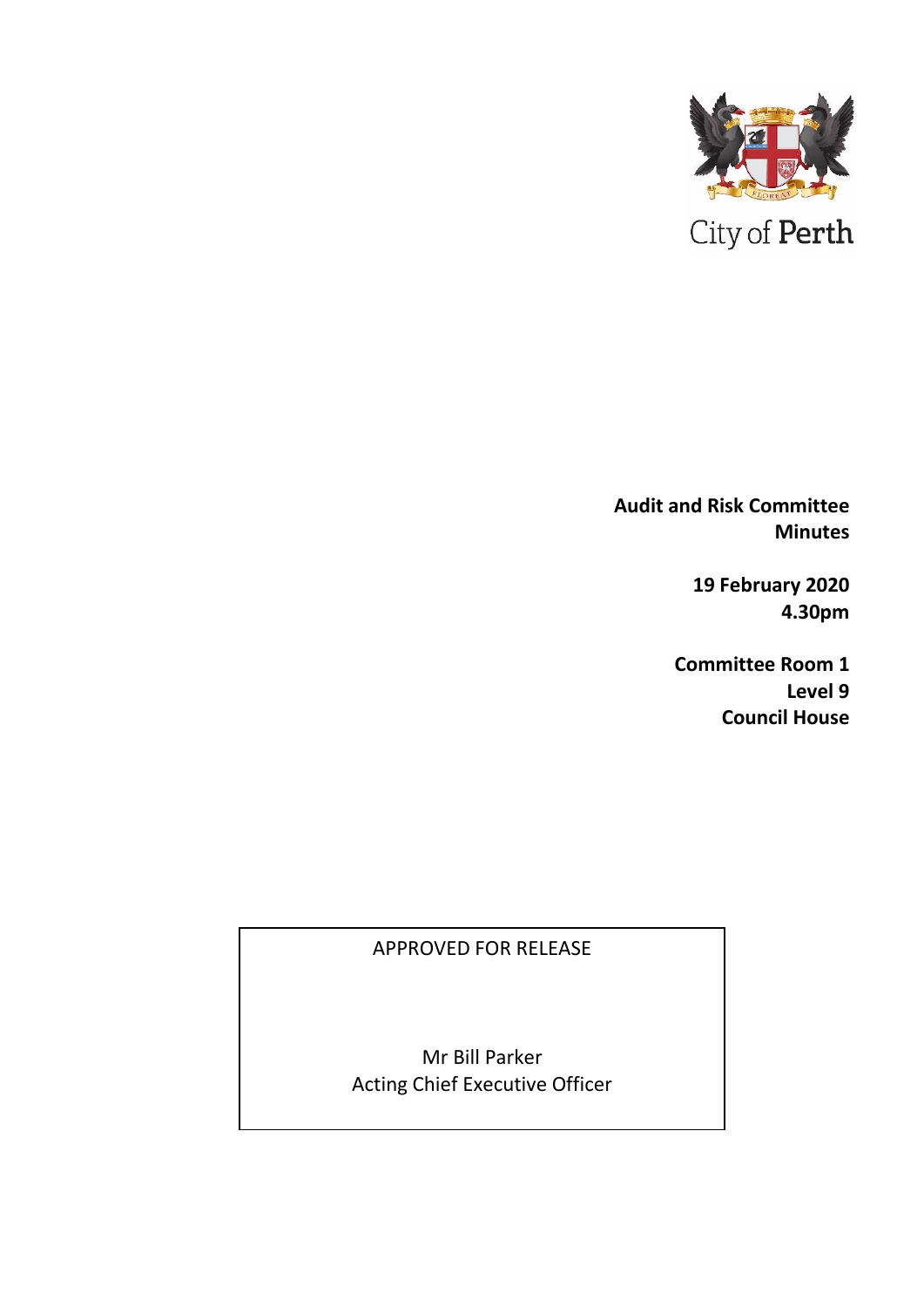City of Perth

**Audit and Risk Committee Minutes**

**19 February 2020**
**4.30pm**

**Committee Room 1**
**Level 9**
**Council House**

APPROVED FOR RELEASE

Mr Bill Parker
Acting Chief Executive Officer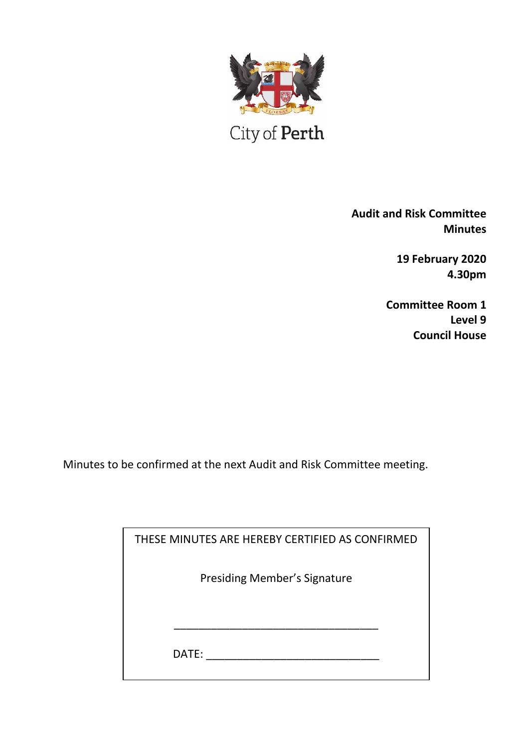City of Perth

**Audit and Risk Committee**
**Minutes**

**19 February 2020**
**4.30pm**

**Committee Room 1**
**Level 9**
**Council House**

Minutes to be confirmed at the next Audit and Risk Committee meeting.

| |
|---|
| THESE MINUTES ARE HEREBY CERTIFIED AS CONFIRMED |
| Presiding Member's Signature |
| ________________________________ |
| DATE: ___________________________ |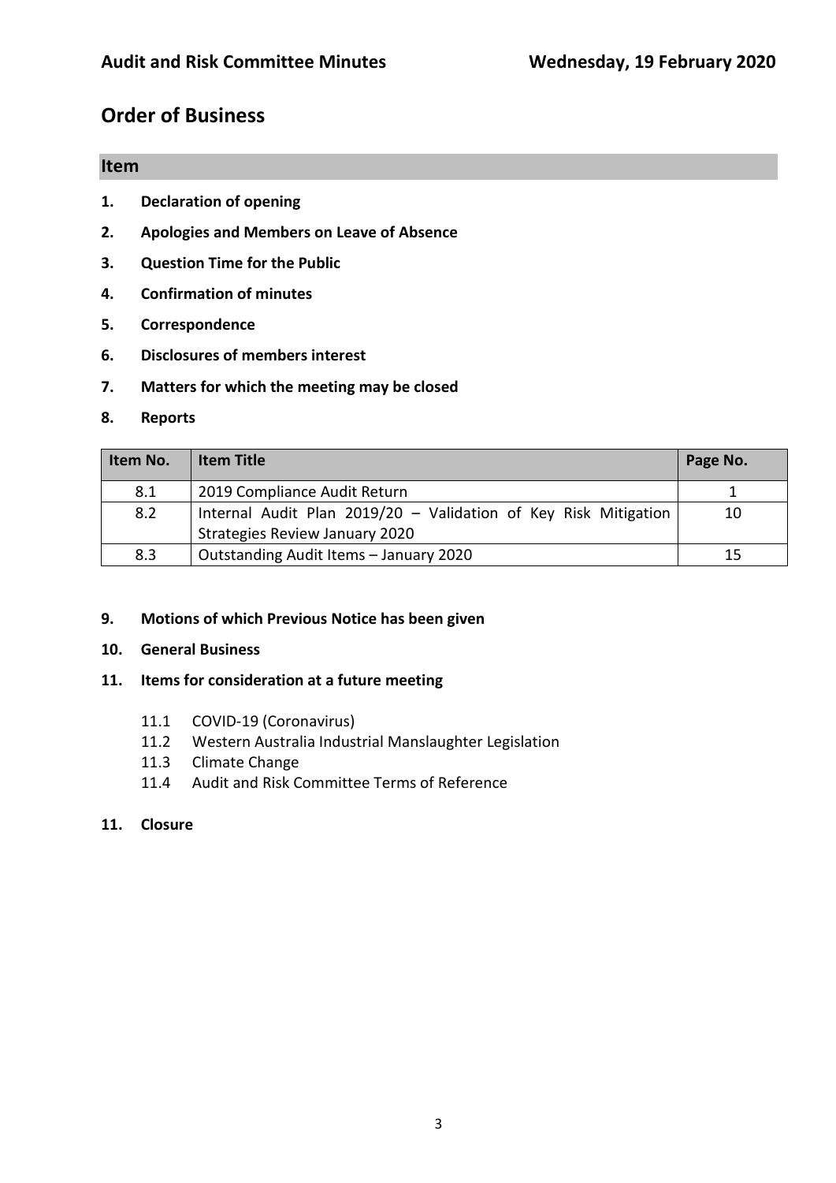# Order of Business

## Item

1. **Declaration of opening**
2. **Apologies and Members on Leave of Absence**
3. **Question Time for the Public**
4. **Confirmation of minutes**
5. **Correspondence**
6. **Disclosures of members interest**
7. **Matters for which the meeting may be closed**
8. **Reports**

| Item No. | Item Title | Page No. |
| --- | --- | --- |
| 8.1 | 2019 Compliance Audit Return | 1 |
| 8.2 | Internal Audit Plan 2019/20 – Validation of Key Risk Mitigation Strategies Review January 2020 | 10 |
| 8.3 | Outstanding Audit Items – January 2020 | 15 |

9. **Motions of which Previous Notice has been given**
10. **General Business**
11. **Items for consideration at a future meeting**

    11.1 COVID-19 (Coronavirus)
    11.2 Western Australia Industrial Manslaughter Legislation
    11.3 Climate Change
    11.4 Audit and Risk Committee Terms of Reference

11. **Closure**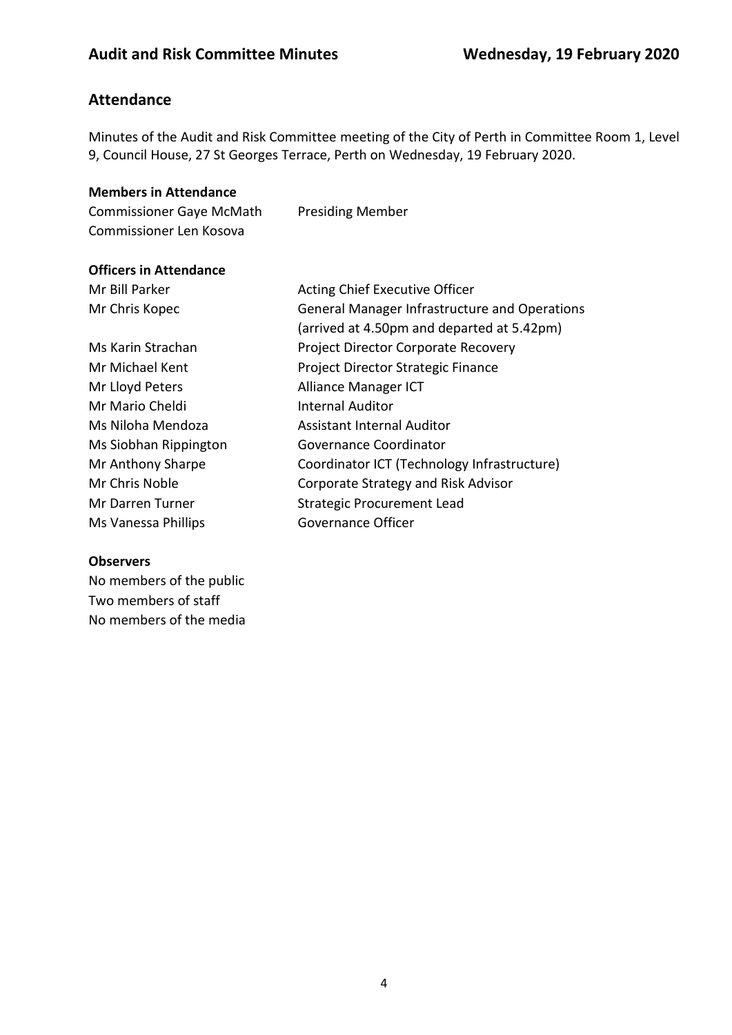## Attendance

Minutes of the Audit and Risk Committee meeting of the City of Perth in Committee Room 1, Level 9, Council House, 27 St Georges Terrace, Perth on Wednesday, 19 February 2020.

**Members in Attendance**

| | |
|---|---|
| Commissioner Gaye McMath | Presiding Member |
| Commissioner Len Kosova | |

**Officers in Attendance**

| | |
|---|---|
| Mr Bill Parker | Acting Chief Executive Officer |
| Mr Chris Kopec | General Manager Infrastructure and Operations (arrived at 4.50pm and departed at 5.42pm) |
| Ms Karin Strachan | Project Director Corporate Recovery |
| Mr Michael Kent | Project Director Strategic Finance |
| Mr Lloyd Peters | Alliance Manager ICT |
| Mr Mario Cheldi | Internal Auditor |
| Ms Niloha Mendoza | Assistant Internal Auditor |
| Ms Siobhan Rippington | Governance Coordinator |
| Mr Anthony Sharpe | Coordinator ICT (Technology Infrastructure) |
| Mr Chris Noble | Corporate Strategy and Risk Advisor |
| Mr Darren Turner | Strategic Procurement Lead |
| Ms Vanessa Phillips | Governance Officer |

**Observers**

No members of the public
Two members of staff
No members of the media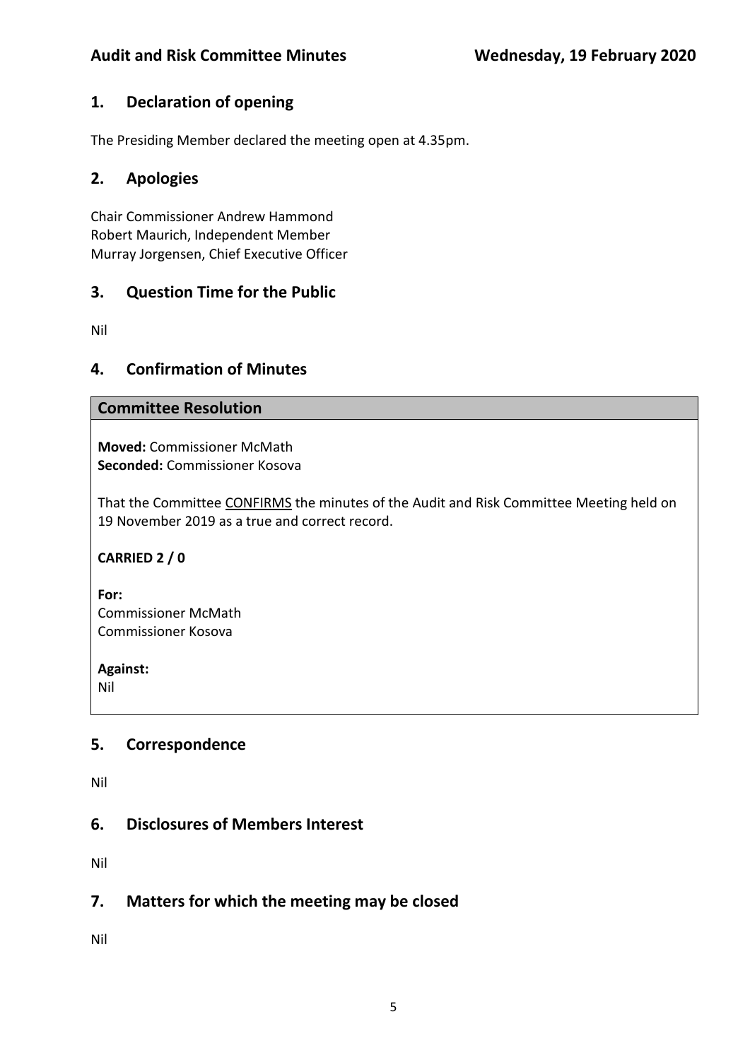## 1. Declaration of opening

The Presiding Member declared the meeting open at 4.35pm.

## 2. Apologies

Chair Commissioner Andrew Hammond
Robert Maurich, Independent Member
Murray Jorgensen, Chief Executive Officer

## 3. Question Time for the Public

Nil

## 4. Confirmation of Minutes

**Committee Resolution**

**Moved:** Commissioner McMath
**Seconded:** Commissioner Kosova

That the Committee CONFIRMS the minutes of the Audit and Risk Committee Meeting held on 19 November 2019 as a true and correct record.

**CARRIED 2 / 0**

**For:**
Commissioner McMath
Commissioner Kosova

**Against:**
Nil

## 5. Correspondence

Nil

## 6. Disclosures of Members Interest

Nil

## 7. Matters for which the meeting may be closed

Nil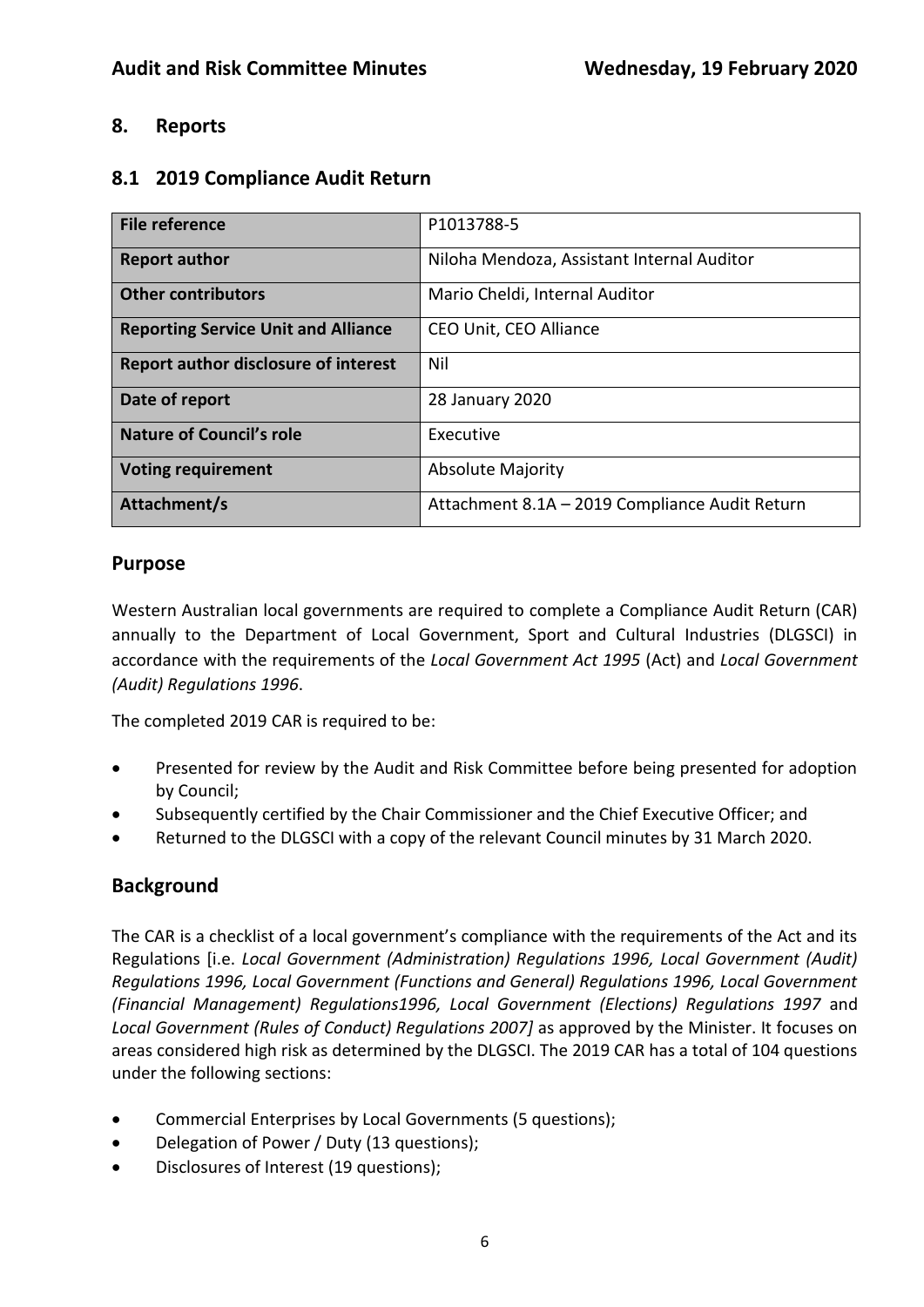## 8. Reports

### 8.1 2019 Compliance Audit Return

| | |
|---|---|
| **File reference** | P1013788-5 |
| **Report author** | Niloha Mendoza, Assistant Internal Auditor |
| **Other contributors** | Mario Cheldi, Internal Auditor |
| **Reporting Service Unit and Alliance** | CEO Unit, CEO Alliance |
| **Report author disclosure of interest** | Nil |
| **Date of report** | 28 January 2020 |
| **Nature of Council's role** | Executive |
| **Voting requirement** | Absolute Majority |
| **Attachment/s** | Attachment 8.1A – 2019 Compliance Audit Return |

## Purpose

Western Australian local governments are required to complete a Compliance Audit Return (CAR) annually to the Department of Local Government, Sport and Cultural Industries (DLGSCI) in accordance with the requirements of the *Local Government Act 1995* (Act) and *Local Government (Audit) Regulations 1996*.

The completed 2019 CAR is required to be:

- Presented for review by the Audit and Risk Committee before being presented for adoption by Council;
- Subsequently certified by the Chair Commissioner and the Chief Executive Officer; and
- Returned to the DLGSCI with a copy of the relevant Council minutes by 31 March 2020.

## Background

The CAR is a checklist of a local government's compliance with the requirements of the Act and its Regulations [i.e. *Local Government (Administration) Regulations 1996, Local Government (Audit) Regulations 1996, Local Government (Functions and General) Regulations 1996, Local Government (Financial Management) Regulations1996, Local Government (Elections) Regulations 1997* and *Local Government (Rules of Conduct) Regulations 2007]* as approved by the Minister. It focuses on areas considered high risk as determined by the DLGSCI. The 2019 CAR has a total of 104 questions under the following sections:

- Commercial Enterprises by Local Governments (5 questions);
- Delegation of Power / Duty (13 questions);
- Disclosures of Interest (19 questions);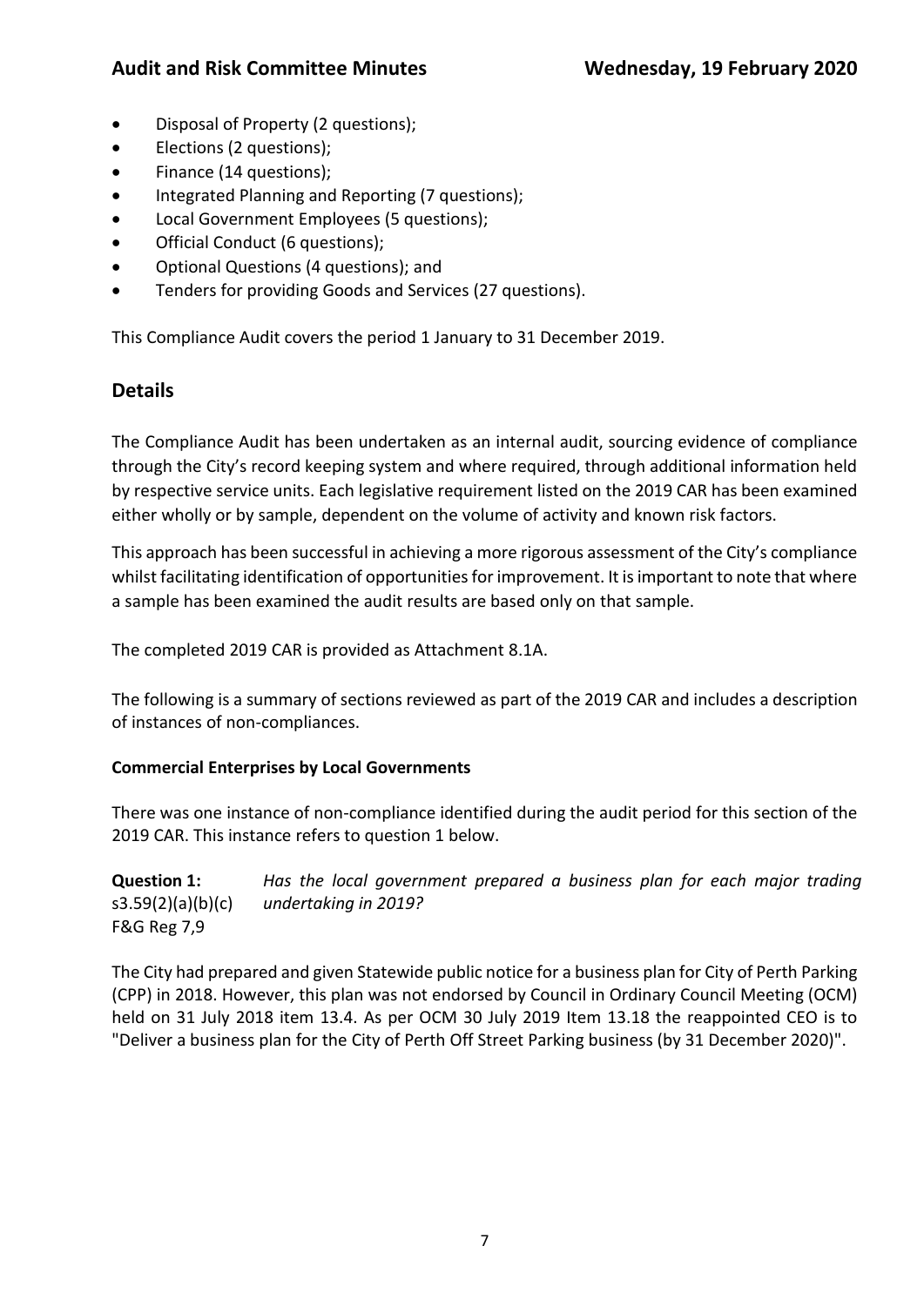- Disposal of Property (2 questions);
- Elections (2 questions);
- Finance (14 questions);
- Integrated Planning and Reporting (7 questions);
- Local Government Employees (5 questions);
- Official Conduct (6 questions);
- Optional Questions (4 questions); and
- Tenders for providing Goods and Services (27 questions).

This Compliance Audit covers the period 1 January to 31 December 2019.

## Details

The Compliance Audit has been undertaken as an internal audit, sourcing evidence of compliance through the City's record keeping system and where required, through additional information held by respective service units. Each legislative requirement listed on the 2019 CAR has been examined either wholly or by sample, dependent on the volume of activity and known risk factors.

This approach has been successful in achieving a more rigorous assessment of the City's compliance whilst facilitating identification of opportunities for improvement. It is important to note that where a sample has been examined the audit results are based only on that sample.

The completed 2019 CAR is provided as Attachment 8.1A.

The following is a summary of sections reviewed as part of the 2019 CAR and includes a description of instances of non-compliances.

**Commercial Enterprises by Local Governments**

There was one instance of non-compliance identified during the audit period for this section of the 2019 CAR. This instance refers to question 1 below.

**Question 1:** s3.59(2)(a)(b)(c) F&G Reg 7,9 — *Has the local government prepared a business plan for each major trading undertaking in 2019?*

The City had prepared and given Statewide public notice for a business plan for City of Perth Parking (CPP) in 2018. However, this plan was not endorsed by Council in Ordinary Council Meeting (OCM) held on 31 July 2018 item 13.4. As per OCM 30 July 2019 Item 13.18 the reappointed CEO is to "Deliver a business plan for the City of Perth Off Street Parking business (by 31 December 2020)".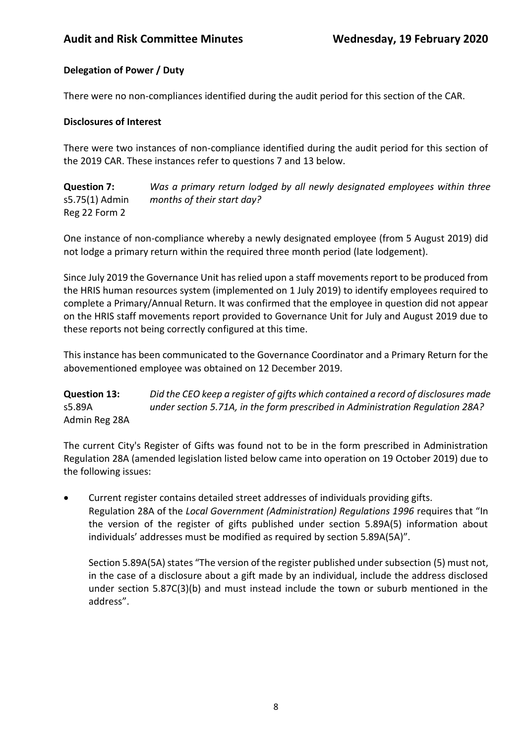**Delegation of Power / Duty**

There were no non-compliances identified during the audit period for this section of the CAR.

**Disclosures of Interest**

There were two instances of non-compliance identified during the audit period for this section of the 2019 CAR. These instances refer to questions 7 and 13 below.

**Question 7:**
s5.75(1) Admin Reg 22 Form 2

*Was a primary return lodged by all newly designated employees within three months of their start day?*

One instance of non-compliance whereby a newly designated employee (from 5 August 2019) did not lodge a primary return within the required three month period (late lodgement).

Since July 2019 the Governance Unit has relied upon a staff movements report to be produced from the HRIS human resources system (implemented on 1 July 2019) to identify employees required to complete a Primary/Annual Return. It was confirmed that the employee in question did not appear on the HRIS staff movements report provided to Governance Unit for July and August 2019 due to these reports not being correctly configured at this time.

This instance has been communicated to the Governance Coordinator and a Primary Return for the abovementioned employee was obtained on 12 December 2019.

**Question 13:**
s5.89A Admin Reg 28A

*Did the CEO keep a register of gifts which contained a record of disclosures made under section 5.71A, in the form prescribed in Administration Regulation 28A?*

The current City's Register of Gifts was found not to be in the form prescribed in Administration Regulation 28A (amended legislation listed below came into operation on 19 October 2019) due to the following issues:

- Current register contains detailed street addresses of individuals providing gifts. Regulation 28A of the *Local Government (Administration) Regulations 1996* requires that "In the version of the register of gifts published under section 5.89A(5) information about individuals' addresses must be modified as required by section 5.89A(5A)".

  Section 5.89A(5A) states "The version of the register published under subsection (5) must not, in the case of a disclosure about a gift made by an individual, include the address disclosed under section 5.87C(3)(b) and must instead include the town or suburb mentioned in the address".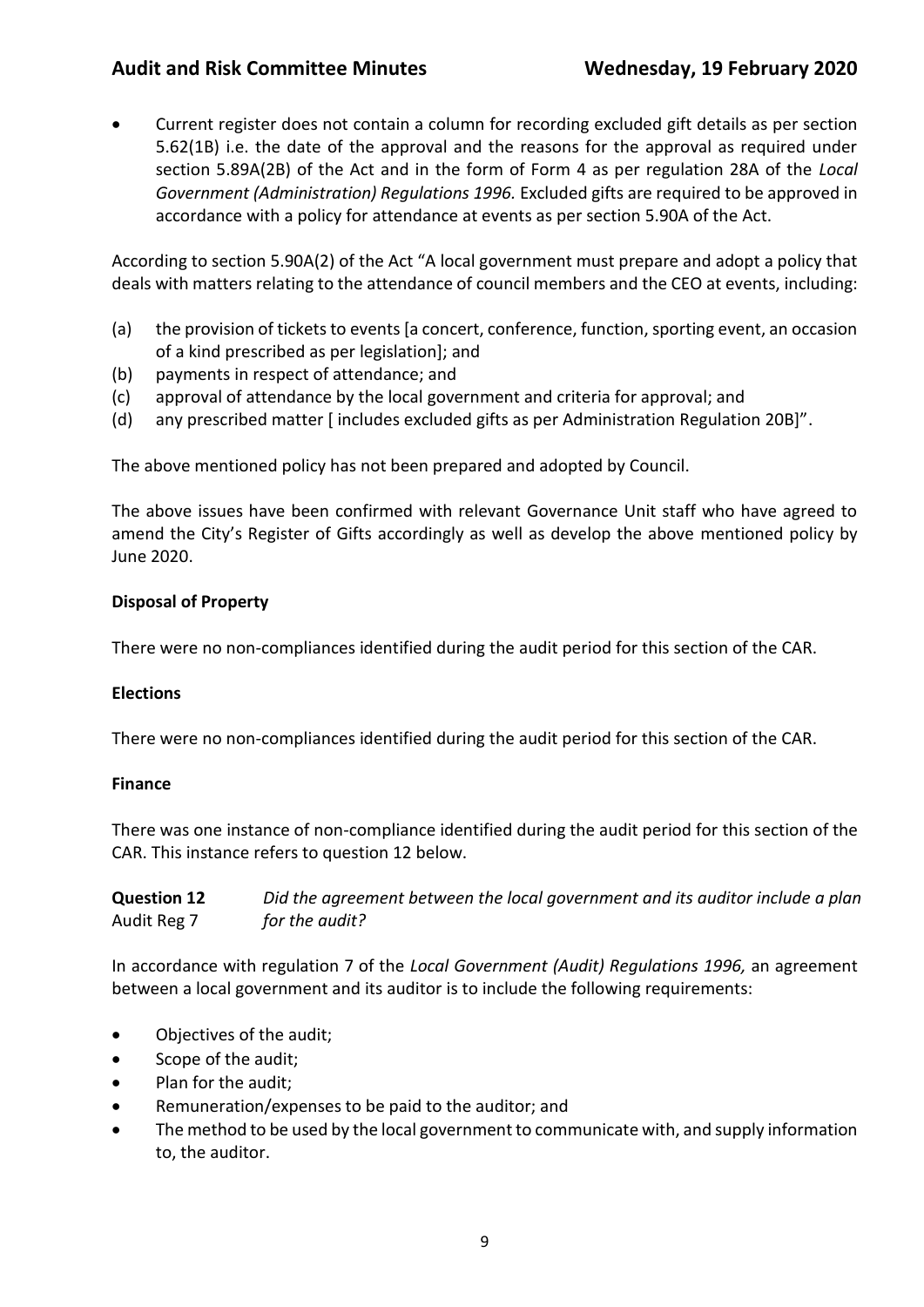- Current register does not contain a column for recording excluded gift details as per section 5.62(1B) i.e. the date of the approval and the reasons for the approval as required under section 5.89A(2B) of the Act and in the form of Form 4 as per regulation 28A of the *Local Government (Administration) Regulations 1996.* Excluded gifts are required to be approved in accordance with a policy for attendance at events as per section 5.90A of the Act.

According to section 5.90A(2) of the Act "A local government must prepare and adopt a policy that deals with matters relating to the attendance of council members and the CEO at events, including:

(a) the provision of tickets to events [a concert, conference, function, sporting event, an occasion of a kind prescribed as per legislation]; and
(b) payments in respect of attendance; and
(c) approval of attendance by the local government and criteria for approval; and
(d) any prescribed matter [ includes excluded gifts as per Administration Regulation 20B]".

The above mentioned policy has not been prepared and adopted by Council.

The above issues have been confirmed with relevant Governance Unit staff who have agreed to amend the City's Register of Gifts accordingly as well as develop the above mentioned policy by June 2020.

**Disposal of Property**

There were no non-compliances identified during the audit period for this section of the CAR.

**Elections**

There were no non-compliances identified during the audit period for this section of the CAR.

**Finance**

There was one instance of non-compliance identified during the audit period for this section of the CAR. This instance refers to question 12 below.

**Question 12** *Did the agreement between the local government and its auditor include a plan*
Audit Reg 7 *for the audit?*

In accordance with regulation 7 of the *Local Government (Audit) Regulations 1996,* an agreement between a local government and its auditor is to include the following requirements:

- Objectives of the audit;
- Scope of the audit;
- Plan for the audit;
- Remuneration/expenses to be paid to the auditor; and
- The method to be used by the local government to communicate with, and supply information to, the auditor.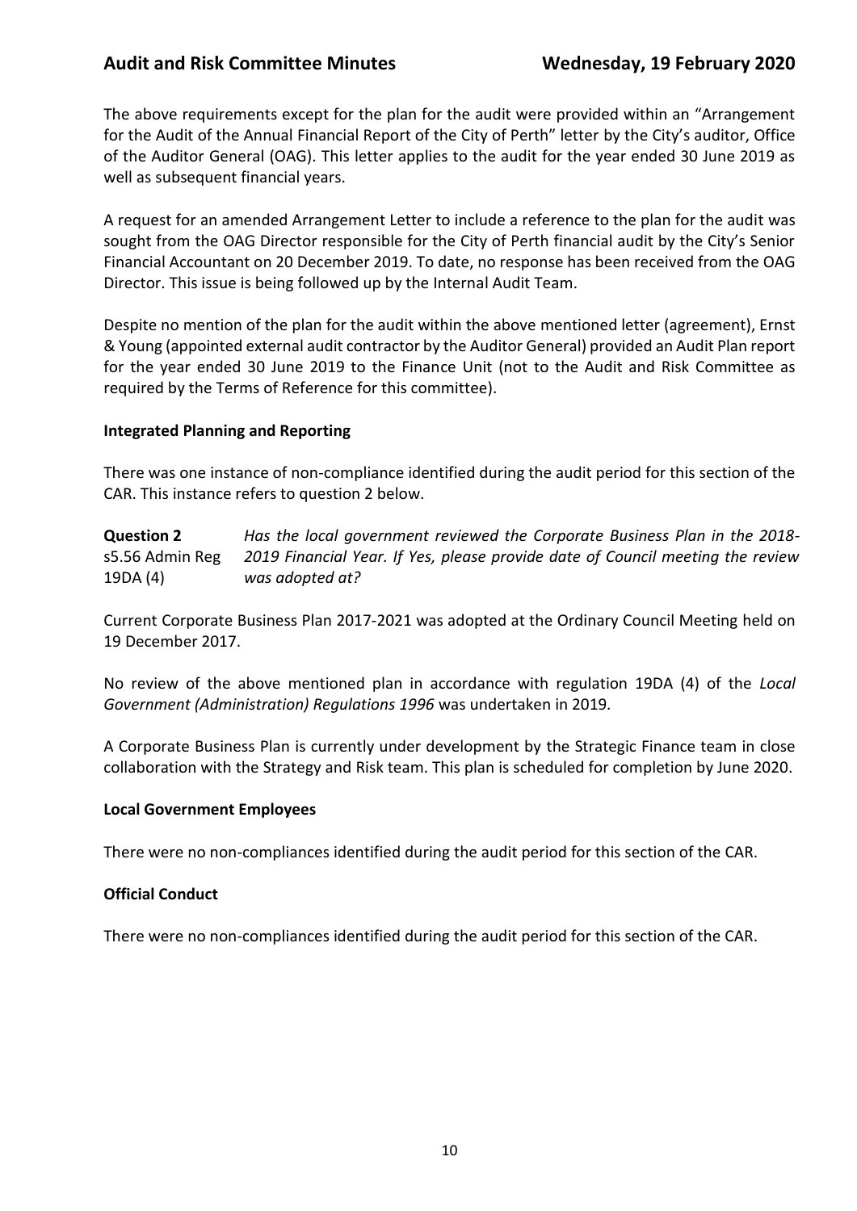The above requirements except for the plan for the audit were provided within an "Arrangement for the Audit of the Annual Financial Report of the City of Perth" letter by the City's auditor, Office of the Auditor General (OAG). This letter applies to the audit for the year ended 30 June 2019 as well as subsequent financial years.

A request for an amended Arrangement Letter to include a reference to the plan for the audit was sought from the OAG Director responsible for the City of Perth financial audit by the City's Senior Financial Accountant on 20 December 2019. To date, no response has been received from the OAG Director. This issue is being followed up by the Internal Audit Team.

Despite no mention of the plan for the audit within the above mentioned letter (agreement), Ernst & Young (appointed external audit contractor by the Auditor General) provided an Audit Plan report for the year ended 30 June 2019 to the Finance Unit (not to the Audit and Risk Committee as required by the Terms of Reference for this committee).

**Integrated Planning and Reporting**

There was one instance of non-compliance identified during the audit period for this section of the CAR. This instance refers to question 2 below.

| | |
|---|---|
| **Question 2**<br>s5.56 Admin Reg 19DA (4) | *Has the local government reviewed the Corporate Business Plan in the 2018-2019 Financial Year. If Yes, please provide date of Council meeting the review was adopted at?* |

Current Corporate Business Plan 2017-2021 was adopted at the Ordinary Council Meeting held on 19 December 2017.

No review of the above mentioned plan in accordance with regulation 19DA (4) of the *Local Government (Administration) Regulations 1996* was undertaken in 2019.

A Corporate Business Plan is currently under development by the Strategic Finance team in close collaboration with the Strategy and Risk team. This plan is scheduled for completion by June 2020.

**Local Government Employees**

There were no non-compliances identified during the audit period for this section of the CAR.

**Official Conduct**

There were no non-compliances identified during the audit period for this section of the CAR.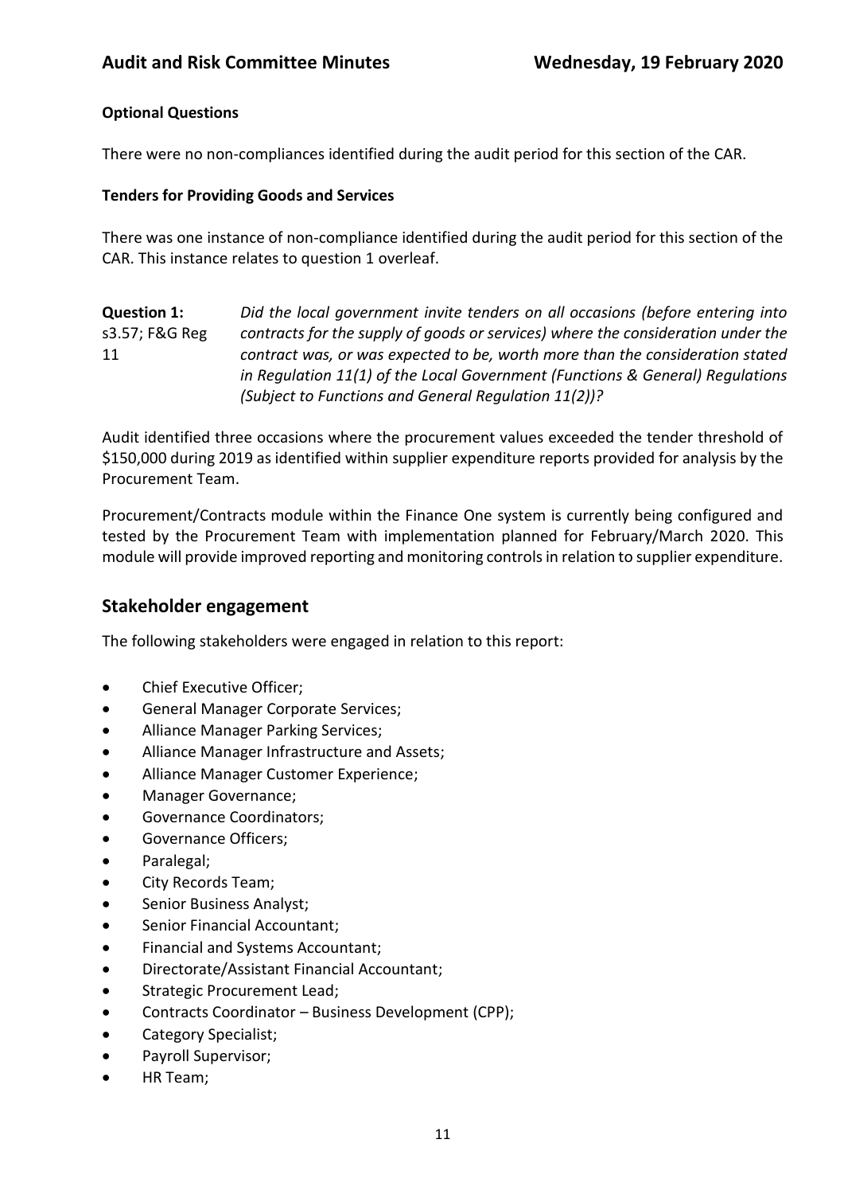**Optional Questions**

There were no non-compliances identified during the audit period for this section of the CAR.

**Tenders for Providing Goods and Services**

There was one instance of non-compliance identified during the audit period for this section of the CAR. This instance relates to question 1 overleaf.

| | |
|---|---|
| **Question 1:** s3.57; F&G Reg 11 | *Did the local government invite tenders on all occasions (before entering into contracts for the supply of goods or services) where the consideration under the contract was, or was expected to be, worth more than the consideration stated in Regulation 11(1) of the Local Government (Functions & General) Regulations (Subject to Functions and General Regulation 11(2))?* |

Audit identified three occasions where the procurement values exceeded the tender threshold of $150,000 during 2019 as identified within supplier expenditure reports provided for analysis by the Procurement Team.

Procurement/Contracts module within the Finance One system is currently being configured and tested by the Procurement Team with implementation planned for February/March 2020. This module will provide improved reporting and monitoring controls in relation to supplier expenditure.

## Stakeholder engagement

The following stakeholders were engaged in relation to this report:

- Chief Executive Officer;
- General Manager Corporate Services;
- Alliance Manager Parking Services;
- Alliance Manager Infrastructure and Assets;
- Alliance Manager Customer Experience;
- Manager Governance;
- Governance Coordinators;
- Governance Officers;
- Paralegal;
- City Records Team;
- Senior Business Analyst;
- Senior Financial Accountant;
- Financial and Systems Accountant;
- Directorate/Assistant Financial Accountant;
- Strategic Procurement Lead;
- Contracts Coordinator – Business Development (CPP);
- Category Specialist;
- Payroll Supervisor;
- HR Team;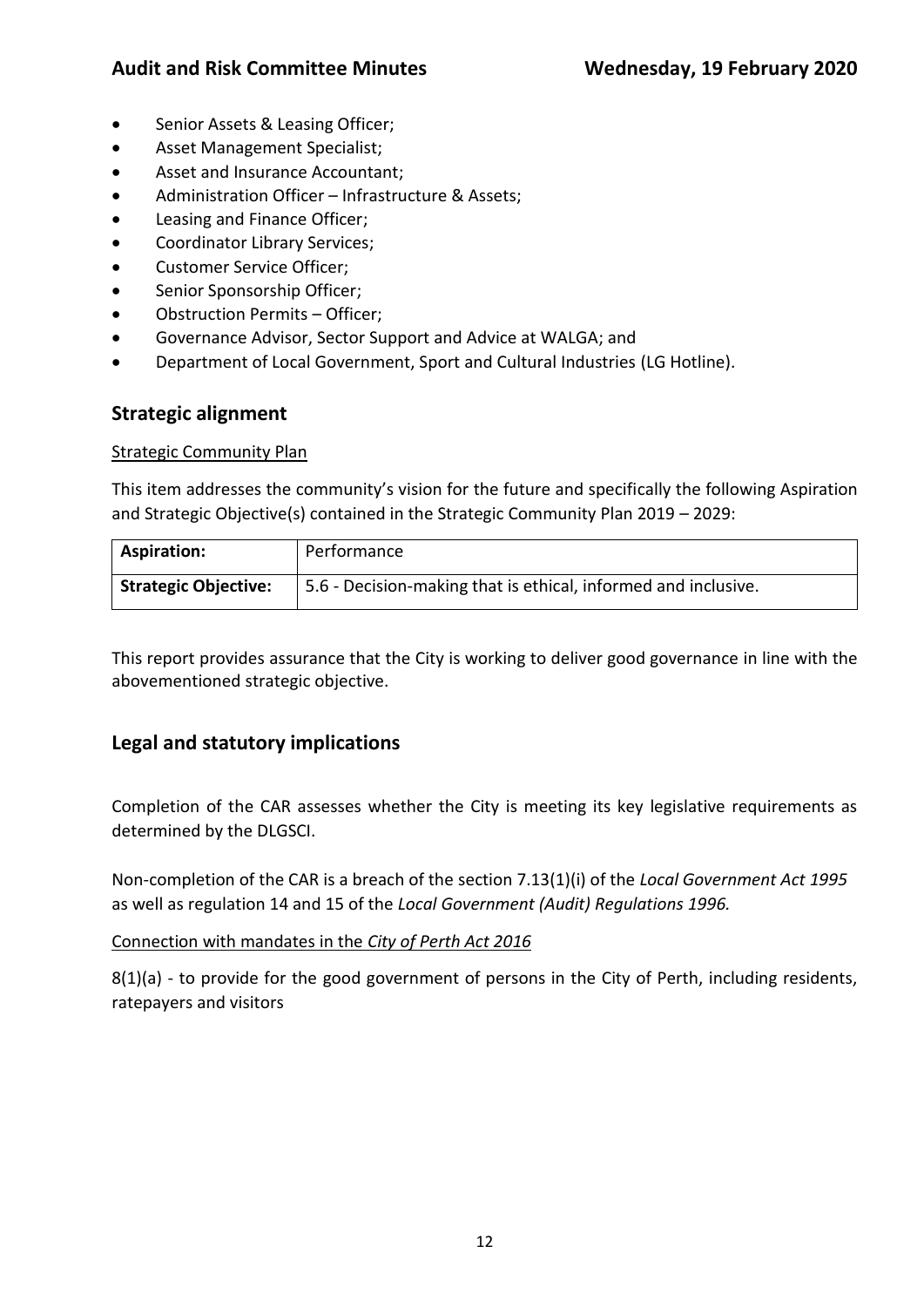- Senior Assets & Leasing Officer;
- Asset Management Specialist;
- Asset and Insurance Accountant;
- Administration Officer – Infrastructure & Assets;
- Leasing and Finance Officer;
- Coordinator Library Services;
- Customer Service Officer;
- Senior Sponsorship Officer;
- Obstruction Permits – Officer;
- Governance Advisor, Sector Support and Advice at WALGA; and
- Department of Local Government, Sport and Cultural Industries (LG Hotline).

## Strategic alignment

Strategic Community Plan

This item addresses the community's vision for the future and specifically the following Aspiration and Strategic Objective(s) contained in the Strategic Community Plan 2019 – 2029:

| | |
|---|---|
| **Aspiration:** | Performance |
| **Strategic Objective:** | 5.6 - Decision-making that is ethical, informed and inclusive. |

This report provides assurance that the City is working to deliver good governance in line with the abovementioned strategic objective.

## Legal and statutory implications

Completion of the CAR assesses whether the City is meeting its key legislative requirements as determined by the DLGSCI.

Non-completion of the CAR is a breach of the section 7.13(1)(i) of the *Local Government Act 1995* as well as regulation 14 and 15 of the *Local Government (Audit) Regulations 1996.*

Connection with mandates in the *City of Perth Act 2016*

8(1)(a) - to provide for the good government of persons in the City of Perth, including residents, ratepayers and visitors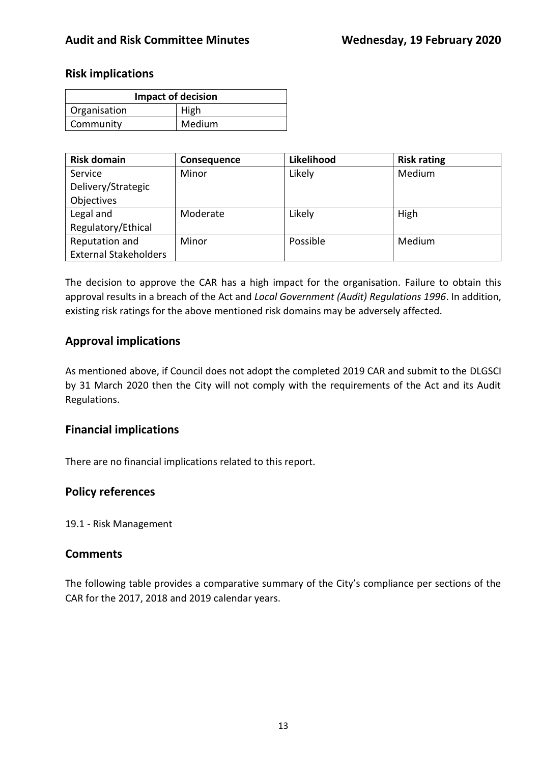## Risk implications

| Impact of decision | |
|---|---|
| Organisation | High |
| Community | Medium |

| Risk domain | Consequence | Likelihood | Risk rating |
|---|---|---|---|
| Service Delivery/Strategic Objectives | Minor | Likely | Medium |
| Legal and Regulatory/Ethical | Moderate | Likely | High |
| Reputation and External Stakeholders | Minor | Possible | Medium |

The decision to approve the CAR has a high impact for the organisation. Failure to obtain this approval results in a breach of the Act and *Local Government (Audit) Regulations 1996*. In addition, existing risk ratings for the above mentioned risk domains may be adversely affected.

## Approval implications

As mentioned above, if Council does not adopt the completed 2019 CAR and submit to the DLGSCI by 31 March 2020 then the City will not comply with the requirements of the Act and its Audit Regulations.

## Financial implications

There are no financial implications related to this report.

## Policy references

19.1 - Risk Management

## Comments

The following table provides a comparative summary of the City's compliance per sections of the CAR for the 2017, 2018 and 2019 calendar years.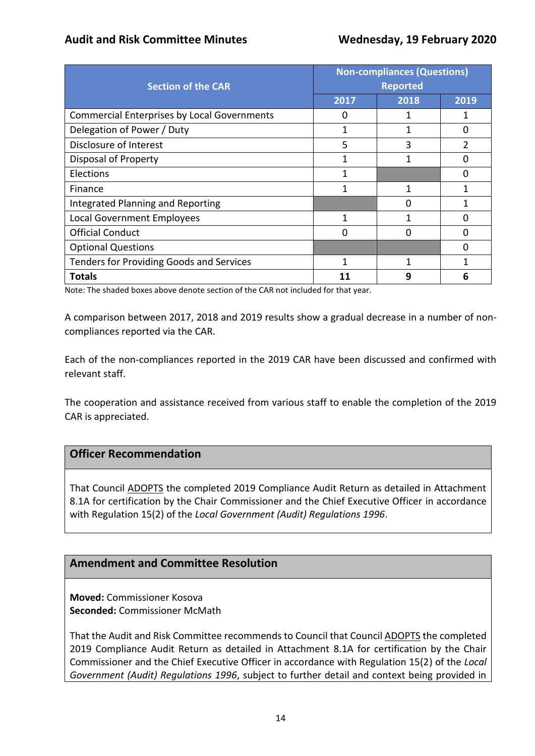| Section of the CAR | Non-compliances (Questions) Reported | | |
|---|---|---|---|
| | 2017 | 2018 | 2019 |
| Commercial Enterprises by Local Governments | 0 | 1 | 1 |
| Delegation of Power / Duty | 1 | 1 | 0 |
| Disclosure of Interest | 5 | 3 | 2 |
| Disposal of Property | 1 | 1 | 0 |
| Elections | 1 | | 0 |
| Finance | 1 | 1 | 1 |
| Integrated Planning and Reporting | | 0 | 1 |
| Local Government Employees | 1 | 1 | 0 |
| Official Conduct | 0 | 0 | 0 |
| Optional Questions | | | 0 |
| Tenders for Providing Goods and Services | 1 | 1 | 1 |
| **Totals** | **11** | **9** | **6** |

Note: The shaded boxes above denote section of the CAR not included for that year.

A comparison between 2017, 2018 and 2019 results show a gradual decrease in a number of non-compliances reported via the CAR.

Each of the non-compliances reported in the 2019 CAR have been discussed and confirmed with relevant staff.

The cooperation and assistance received from various staff to enable the completion of the 2019 CAR is appreciated.

### Officer Recommendation

That Council ADOPTS the completed 2019 Compliance Audit Return as detailed in Attachment 8.1A for certification by the Chair Commissioner and the Chief Executive Officer in accordance with Regulation 15(2) of the *Local Government (Audit) Regulations 1996*.

### Amendment and Committee Resolution

**Moved:** Commissioner Kosova
**Seconded:** Commissioner McMath

That the Audit and Risk Committee recommends to Council that Council ADOPTS the completed 2019 Compliance Audit Return as detailed in Attachment 8.1A for certification by the Chair Commissioner and the Chief Executive Officer in accordance with Regulation 15(2) of the *Local Government (Audit) Regulations 1996*, subject to further detail and context being provided in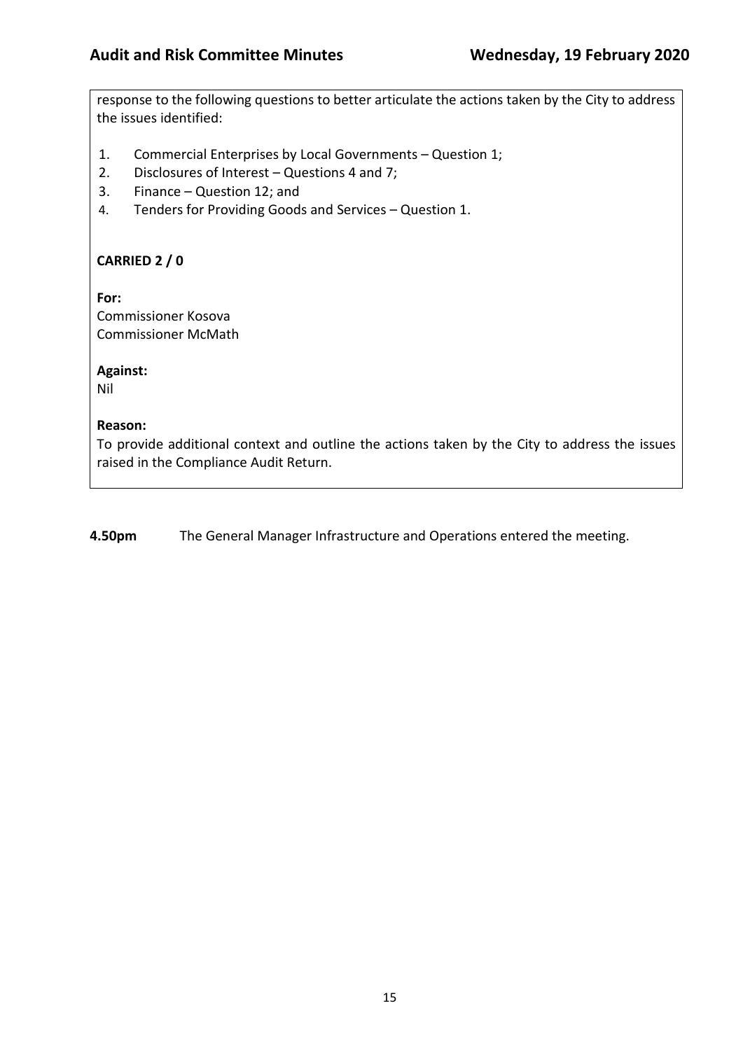response to the following questions to better articulate the actions taken by the City to address the issues identified:

1. Commercial Enterprises by Local Governments – Question 1;
2. Disclosures of Interest – Questions 4 and 7;
3. Finance – Question 12; and
4. Tenders for Providing Goods and Services – Question 1.

**CARRIED 2 / 0**

**For:**
Commissioner Kosova
Commissioner McMath

**Against:**
Nil

**Reason:**
To provide additional context and outline the actions taken by the City to address the issues raised in the Compliance Audit Return.

**4.50pm** The General Manager Infrastructure and Operations entered the meeting.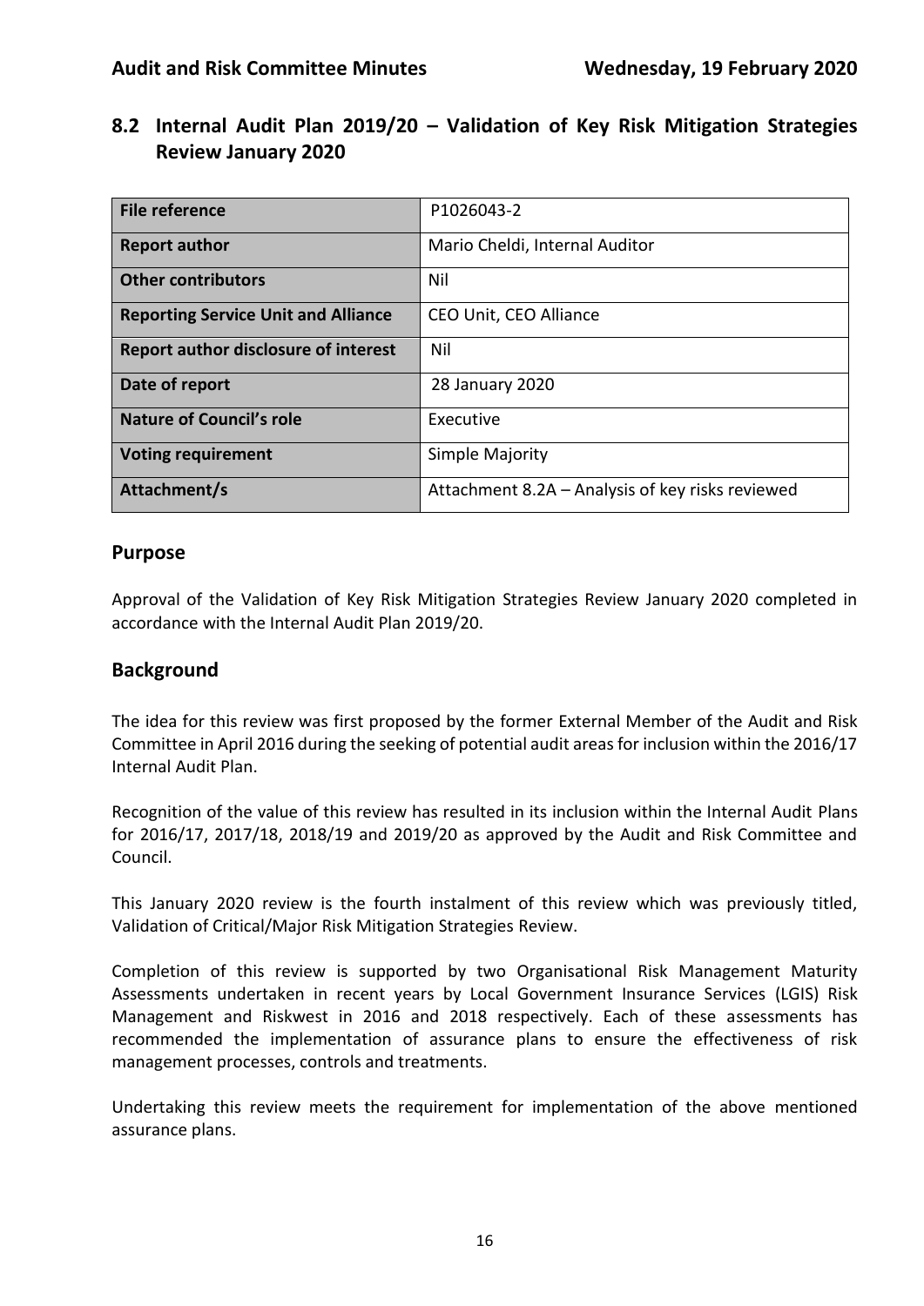## 8.2 Internal Audit Plan 2019/20 – Validation of Key Risk Mitigation Strategies Review January 2020

| | |
|---|---|
| **File reference** | P1026043-2 |
| **Report author** | Mario Cheldi, Internal Auditor |
| **Other contributors** | Nil |
| **Reporting Service Unit and Alliance** | CEO Unit, CEO Alliance |
| **Report author disclosure of interest** | Nil |
| **Date of report** | 28 January 2020 |
| **Nature of Council's role** | Executive |
| **Voting requirement** | Simple Majority |
| **Attachment/s** | Attachment 8.2A – Analysis of key risks reviewed |

### Purpose

Approval of the Validation of Key Risk Mitigation Strategies Review January 2020 completed in accordance with the Internal Audit Plan 2019/20.

### Background

The idea for this review was first proposed by the former External Member of the Audit and Risk Committee in April 2016 during the seeking of potential audit areas for inclusion within the 2016/17 Internal Audit Plan.

Recognition of the value of this review has resulted in its inclusion within the Internal Audit Plans for 2016/17, 2017/18, 2018/19 and 2019/20 as approved by the Audit and Risk Committee and Council.

This January 2020 review is the fourth instalment of this review which was previously titled, Validation of Critical/Major Risk Mitigation Strategies Review.

Completion of this review is supported by two Organisational Risk Management Maturity Assessments undertaken in recent years by Local Government Insurance Services (LGIS) Risk Management and Riskwest in 2016 and 2018 respectively. Each of these assessments has recommended the implementation of assurance plans to ensure the effectiveness of risk management processes, controls and treatments.

Undertaking this review meets the requirement for implementation of the above mentioned assurance plans.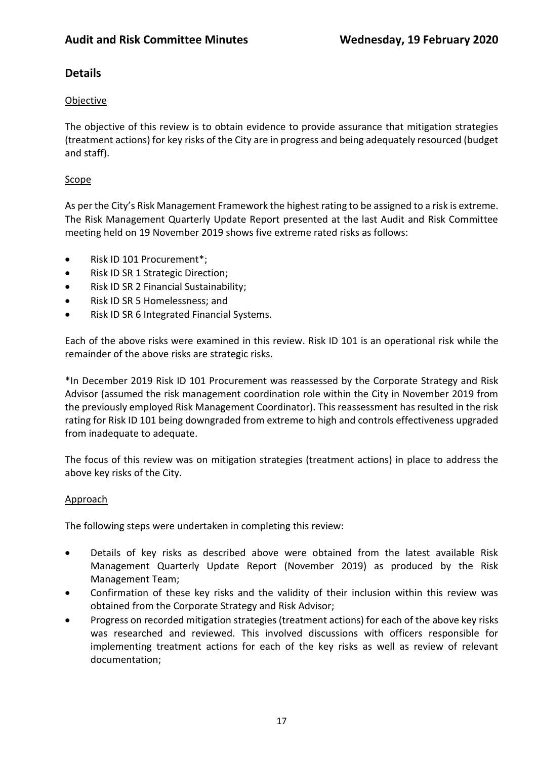## Details

Objective

The objective of this review is to obtain evidence to provide assurance that mitigation strategies (treatment actions) for key risks of the City are in progress and being adequately resourced (budget and staff).

Scope

As per the City's Risk Management Framework the highest rating to be assigned to a risk is extreme. The Risk Management Quarterly Update Report presented at the last Audit and Risk Committee meeting held on 19 November 2019 shows five extreme rated risks as follows:

- Risk ID 101 Procurement*;
- Risk ID SR 1 Strategic Direction;
- Risk ID SR 2 Financial Sustainability;
- Risk ID SR 5 Homelessness; and
- Risk ID SR 6 Integrated Financial Systems.

Each of the above risks were examined in this review. Risk ID 101 is an operational risk while the remainder of the above risks are strategic risks.

*In December 2019 Risk ID 101 Procurement was reassessed by the Corporate Strategy and Risk Advisor (assumed the risk management coordination role within the City in November 2019 from the previously employed Risk Management Coordinator). This reassessment has resulted in the risk rating for Risk ID 101 being downgraded from extreme to high and controls effectiveness upgraded from inadequate to adequate.

The focus of this review was on mitigation strategies (treatment actions) in place to address the above key risks of the City.

Approach

The following steps were undertaken in completing this review:

- Details of key risks as described above were obtained from the latest available Risk Management Quarterly Update Report (November 2019) as produced by the Risk Management Team;
- Confirmation of these key risks and the validity of their inclusion within this review was obtained from the Corporate Strategy and Risk Advisor;
- Progress on recorded mitigation strategies (treatment actions) for each of the above key risks was researched and reviewed. This involved discussions with officers responsible for implementing treatment actions for each of the key risks as well as review of relevant documentation;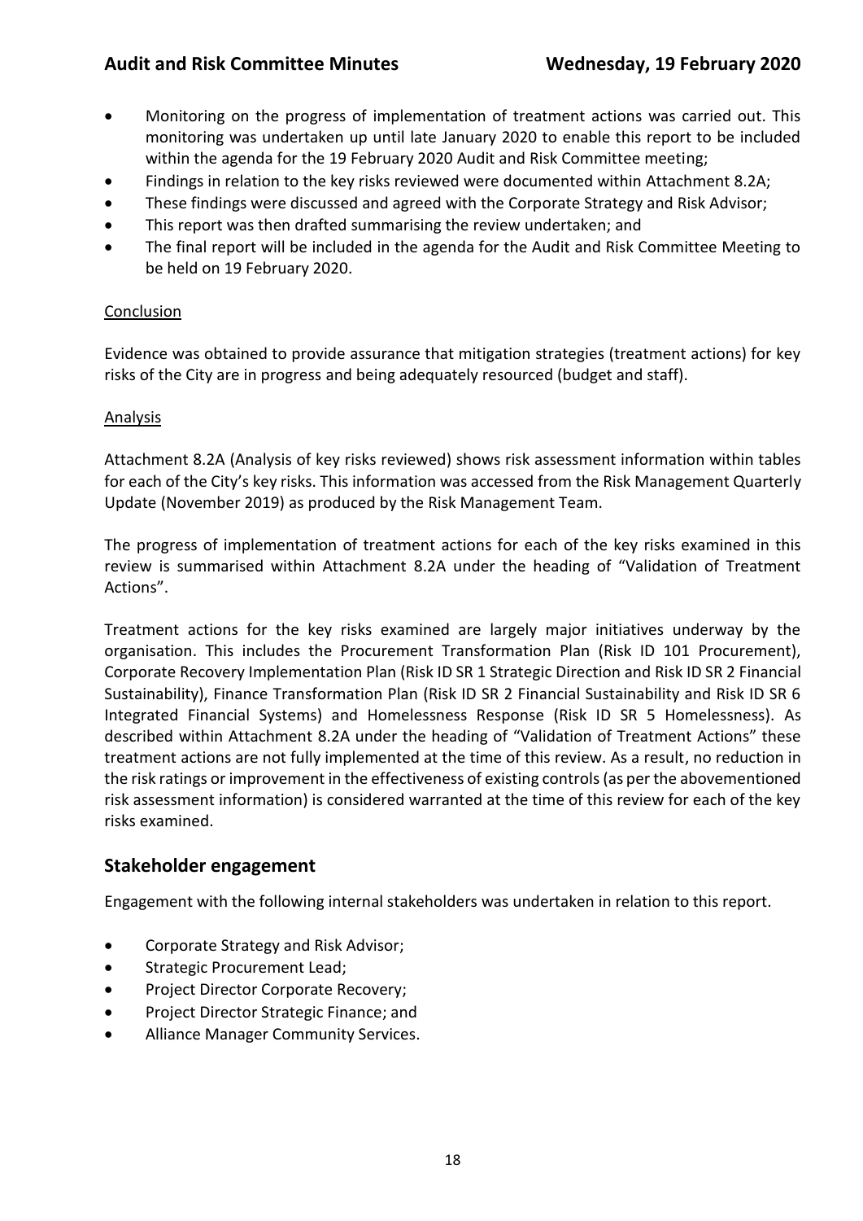- Monitoring on the progress of implementation of treatment actions was carried out. This monitoring was undertaken up until late January 2020 to enable this report to be included within the agenda for the 19 February 2020 Audit and Risk Committee meeting;
- Findings in relation to the key risks reviewed were documented within Attachment 8.2A;
- These findings were discussed and agreed with the Corporate Strategy and Risk Advisor;
- This report was then drafted summarising the review undertaken; and
- The final report will be included in the agenda for the Audit and Risk Committee Meeting to be held on 19 February 2020.

Conclusion

Evidence was obtained to provide assurance that mitigation strategies (treatment actions) for key risks of the City are in progress and being adequately resourced (budget and staff).

Analysis

Attachment 8.2A (Analysis of key risks reviewed) shows risk assessment information within tables for each of the City's key risks. This information was accessed from the Risk Management Quarterly Update (November 2019) as produced by the Risk Management Team.

The progress of implementation of treatment actions for each of the key risks examined in this review is summarised within Attachment 8.2A under the heading of "Validation of Treatment Actions".

Treatment actions for the key risks examined are largely major initiatives underway by the organisation. This includes the Procurement Transformation Plan (Risk ID 101 Procurement), Corporate Recovery Implementation Plan (Risk ID SR 1 Strategic Direction and Risk ID SR 2 Financial Sustainability), Finance Transformation Plan (Risk ID SR 2 Financial Sustainability and Risk ID SR 6 Integrated Financial Systems) and Homelessness Response (Risk ID SR 5 Homelessness). As described within Attachment 8.2A under the heading of "Validation of Treatment Actions" these treatment actions are not fully implemented at the time of this review. As a result, no reduction in the risk ratings or improvement in the effectiveness of existing controls (as per the abovementioned risk assessment information) is considered warranted at the time of this review for each of the key risks examined.

## Stakeholder engagement

Engagement with the following internal stakeholders was undertaken in relation to this report.

- Corporate Strategy and Risk Advisor;
- Strategic Procurement Lead;
- Project Director Corporate Recovery;
- Project Director Strategic Finance; and
- Alliance Manager Community Services.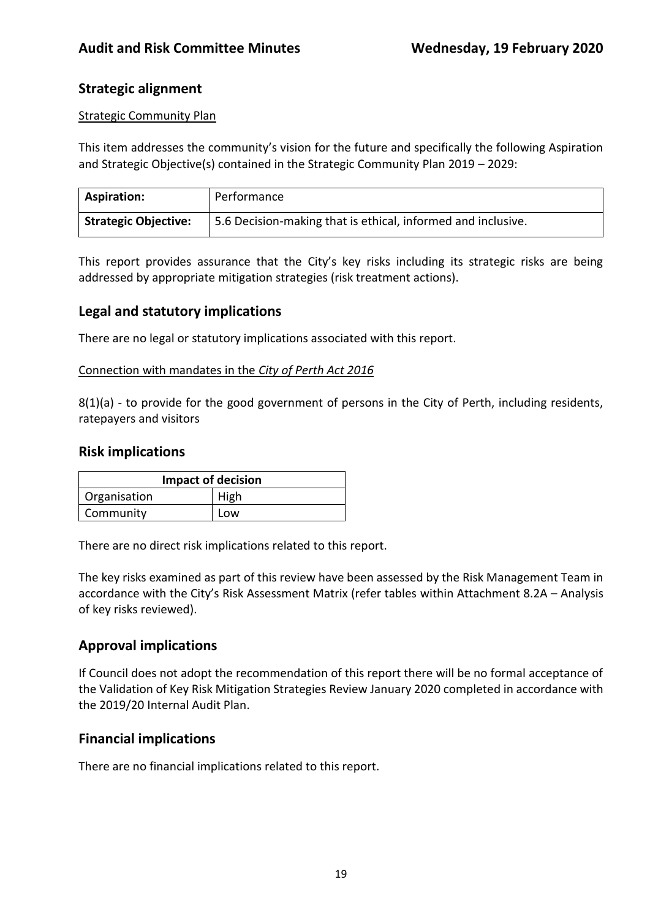## Strategic alignment

Strategic Community Plan

This item addresses the community's vision for the future and specifically the following Aspiration and Strategic Objective(s) contained in the Strategic Community Plan 2019 – 2029:

| **Aspiration:** | Performance |
|---|---|
| **Strategic Objective:** | 5.6 Decision-making that is ethical, informed and inclusive. |

This report provides assurance that the City's key risks including its strategic risks are being addressed by appropriate mitigation strategies (risk treatment actions).

## Legal and statutory implications

There are no legal or statutory implications associated with this report.

Connection with mandates in the *City of Perth Act 2016*

8(1)(a) - to provide for the good government of persons in the City of Perth, including residents, ratepayers and visitors

## Risk implications

| **Impact of decision** | |
|---|---|
| Organisation | High |
| Community | Low |

There are no direct risk implications related to this report.

The key risks examined as part of this review have been assessed by the Risk Management Team in accordance with the City's Risk Assessment Matrix (refer tables within Attachment 8.2A – Analysis of key risks reviewed).

## Approval implications

If Council does not adopt the recommendation of this report there will be no formal acceptance of the Validation of Key Risk Mitigation Strategies Review January 2020 completed in accordance with the 2019/20 Internal Audit Plan.

## Financial implications

There are no financial implications related to this report.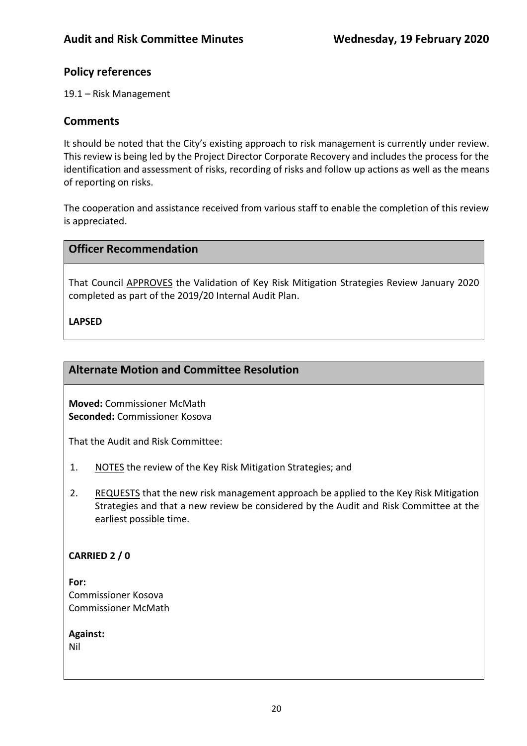## Policy references

19.1 – Risk Management

## Comments

It should be noted that the City's existing approach to risk management is currently under review. This review is being led by the Project Director Corporate Recovery and includes the process for the identification and assessment of risks, recording of risks and follow up actions as well as the means of reporting on risks.

The cooperation and assistance received from various staff to enable the completion of this review is appreciated.

## Officer Recommendation

That Council APPROVES the Validation of Key Risk Mitigation Strategies Review January 2020 completed as part of the 2019/20 Internal Audit Plan.

**LAPSED**

## Alternate Motion and Committee Resolution

**Moved:** Commissioner McMath
**Seconded:** Commissioner Kosova

That the Audit and Risk Committee:

1. NOTES the review of the Key Risk Mitigation Strategies; and
2. REQUESTS that the new risk management approach be applied to the Key Risk Mitigation Strategies and that a new review be considered by the Audit and Risk Committee at the earliest possible time.

**CARRIED 2 / 0**

**For:**
Commissioner Kosova
Commissioner McMath

**Against:**
Nil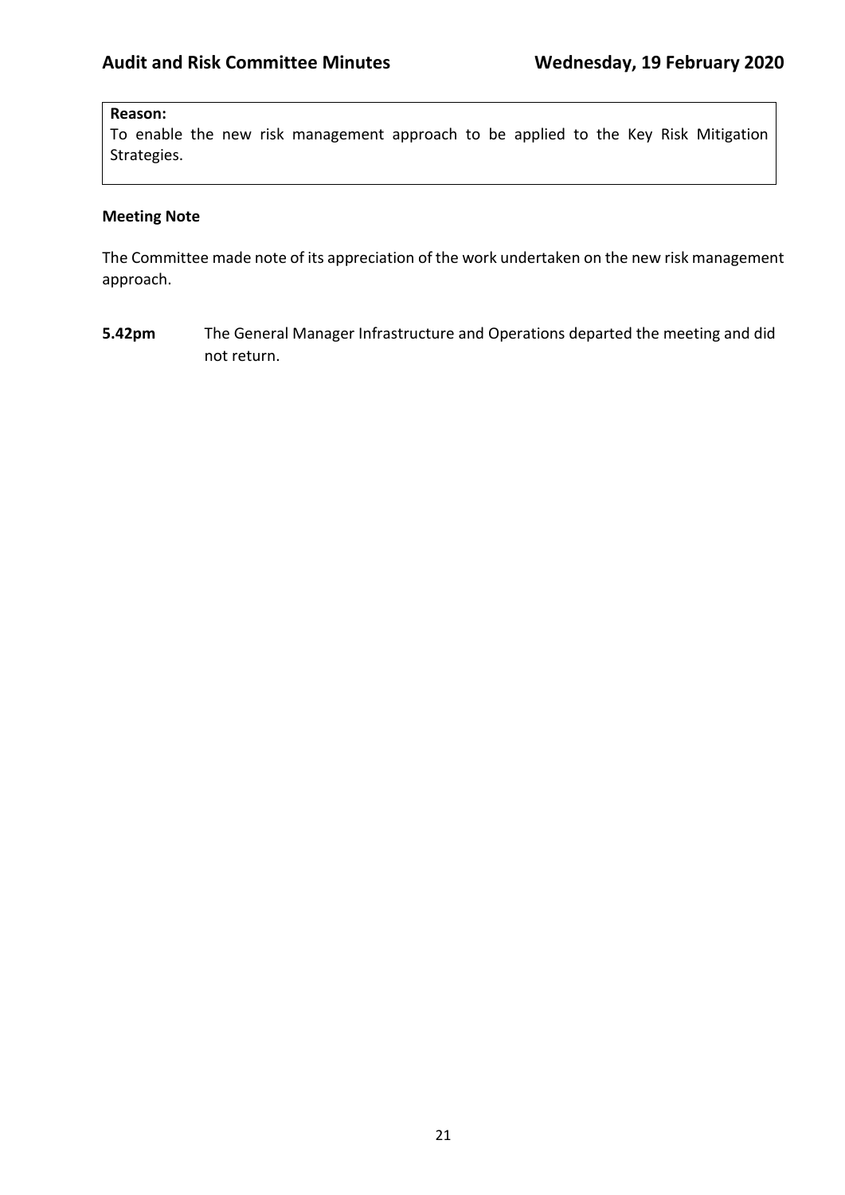**Reason:**
To enable the new risk management approach to be applied to the Key Risk Mitigation Strategies.

**Meeting Note**

The Committee made note of its appreciation of the work undertaken on the new risk management approach.

**5.42pm** The General Manager Infrastructure and Operations departed the meeting and did not return.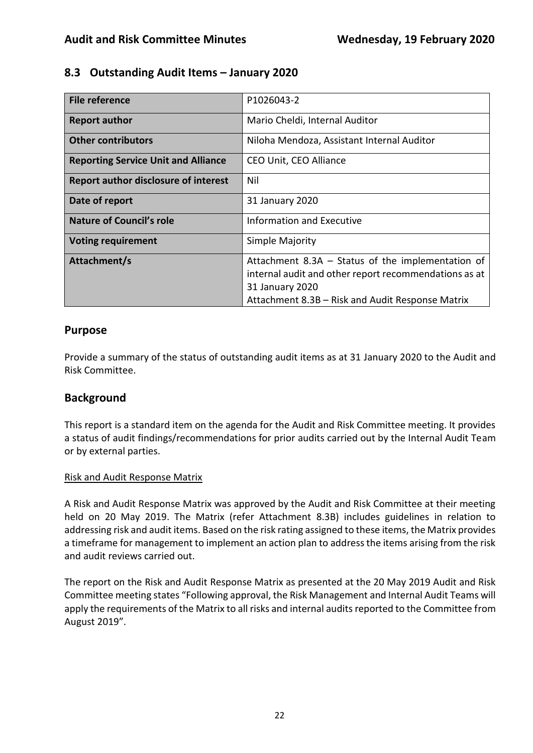## 8.3 Outstanding Audit Items – January 2020

| | |
|---|---|
| **File reference** | P1026043-2 |
| **Report author** | Mario Cheldi, Internal Auditor |
| **Other contributors** | Niloha Mendoza, Assistant Internal Auditor |
| **Reporting Service Unit and Alliance** | CEO Unit, CEO Alliance |
| **Report author disclosure of interest** | Nil |
| **Date of report** | 31 January 2020 |
| **Nature of Council's role** | Information and Executive |
| **Voting requirement** | Simple Majority |
| **Attachment/s** | Attachment 8.3A – Status of the implementation of internal audit and other report recommendations as at 31 January 2020<br>Attachment 8.3B – Risk and Audit Response Matrix |

## Purpose

Provide a summary of the status of outstanding audit items as at 31 January 2020 to the Audit and Risk Committee.

## Background

This report is a standard item on the agenda for the Audit and Risk Committee meeting. It provides a status of audit findings/recommendations for prior audits carried out by the Internal Audit Team or by external parties.

Risk and Audit Response Matrix

A Risk and Audit Response Matrix was approved by the Audit and Risk Committee at their meeting held on 20 May 2019. The Matrix (refer Attachment 8.3B) includes guidelines in relation to addressing risk and audit items. Based on the risk rating assigned to these items, the Matrix provides a timeframe for management to implement an action plan to address the items arising from the risk and audit reviews carried out.

The report on the Risk and Audit Response Matrix as presented at the 20 May 2019 Audit and Risk Committee meeting states "Following approval, the Risk Management and Internal Audit Teams will apply the requirements of the Matrix to all risks and internal audits reported to the Committee from August 2019".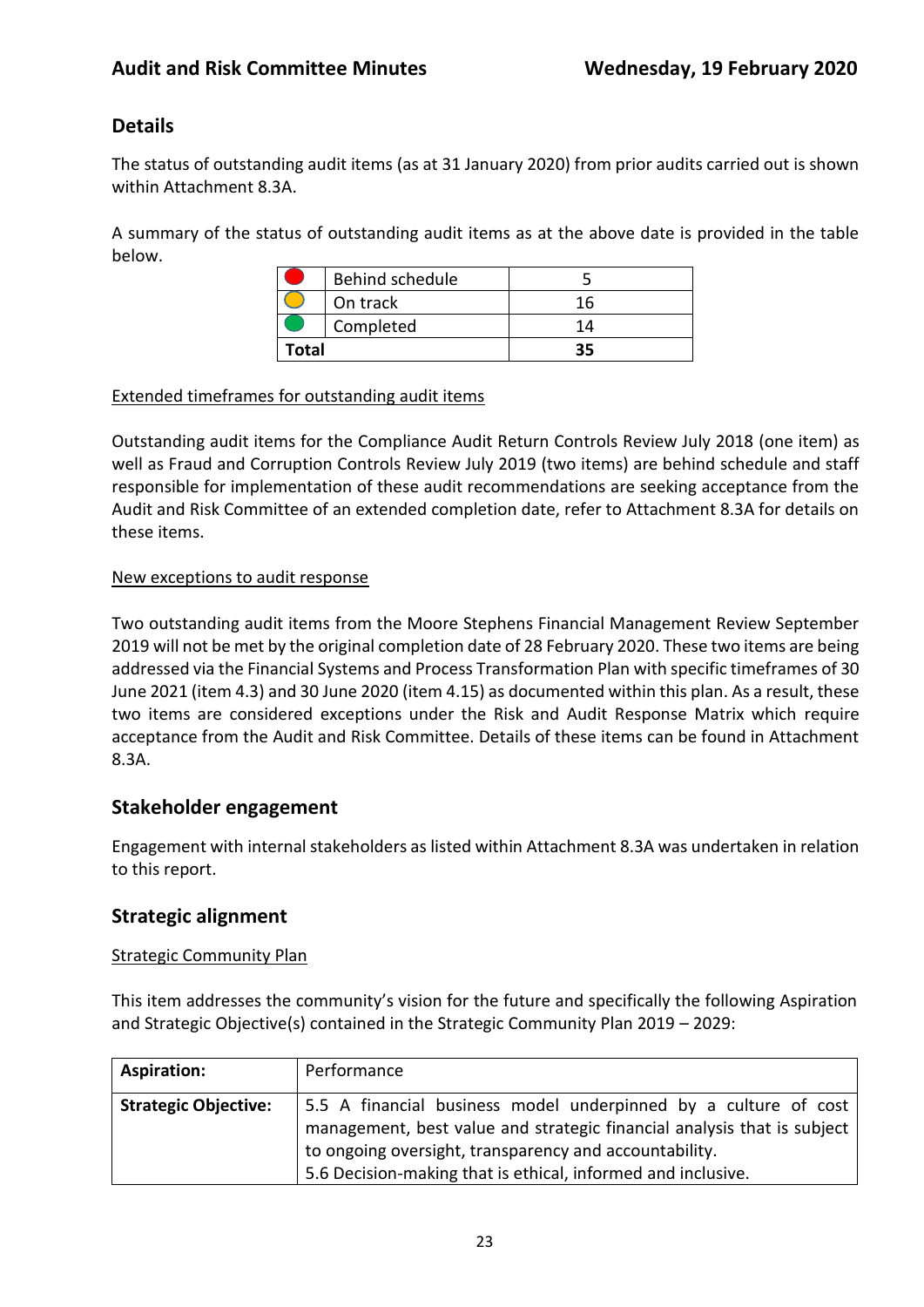## Details

The status of outstanding audit items (as at 31 January 2020) from prior audits carried out is shown within Attachment 8.3A.

A summary of the status of outstanding audit items as at the above date is provided in the table below.

| | | |
|---|---|---|
| 🔴 | Behind schedule | 5 |
| 🟡 | On track | 16 |
| 🟢 | Completed | 14 |
| **Total** | | **35** |

Extended timeframes for outstanding audit items

Outstanding audit items for the Compliance Audit Return Controls Review July 2018 (one item) as well as Fraud and Corruption Controls Review July 2019 (two items) are behind schedule and staff responsible for implementation of these audit recommendations are seeking acceptance from the Audit and Risk Committee of an extended completion date, refer to Attachment 8.3A for details on these items.

New exceptions to audit response

Two outstanding audit items from the Moore Stephens Financial Management Review September 2019 will not be met by the original completion date of 28 February 2020. These two items are being addressed via the Financial Systems and Process Transformation Plan with specific timeframes of 30 June 2021 (item 4.3) and 30 June 2020 (item 4.15) as documented within this plan. As a result, these two items are considered exceptions under the Risk and Audit Response Matrix which require acceptance from the Audit and Risk Committee. Details of these items can be found in Attachment 8.3A.

## Stakeholder engagement

Engagement with internal stakeholders as listed within Attachment 8.3A was undertaken in relation to this report.

## Strategic alignment

Strategic Community Plan

This item addresses the community's vision for the future and specifically the following Aspiration and Strategic Objective(s) contained in the Strategic Community Plan 2019 – 2029:

| | |
|---|---|
| **Aspiration:** | Performance |
| **Strategic Objective:** | 5.5 A financial business model underpinned by a culture of cost management, best value and strategic financial analysis that is subject to ongoing oversight, transparency and accountability.<br>5.6 Decision-making that is ethical, informed and inclusive. |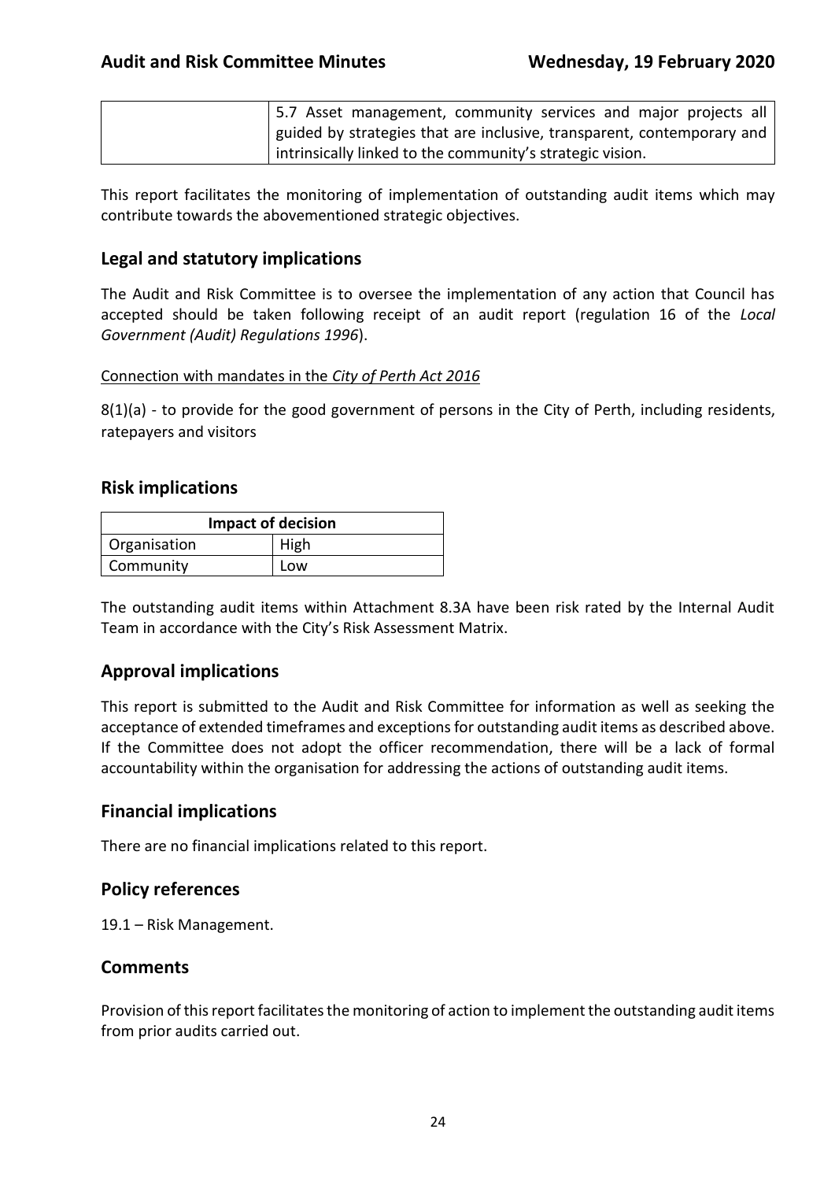| | |
|---|---|
| | 5.7 Asset management, community services and major projects all guided by strategies that are inclusive, transparent, contemporary and intrinsically linked to the community's strategic vision. |

This report facilitates the monitoring of implementation of outstanding audit items which may contribute towards the abovementioned strategic objectives.

## Legal and statutory implications

The Audit and Risk Committee is to oversee the implementation of any action that Council has accepted should be taken following receipt of an audit report (regulation 16 of the *Local Government (Audit) Regulations 1996*).

Connection with mandates in the *City of Perth Act 2016*

8(1)(a) - to provide for the good government of persons in the City of Perth, including residents, ratepayers and visitors

## Risk implications

| Impact of decision | |
|---|---|
| Organisation | High |
| Community | Low |

The outstanding audit items within Attachment 8.3A have been risk rated by the Internal Audit Team in accordance with the City's Risk Assessment Matrix.

## Approval implications

This report is submitted to the Audit and Risk Committee for information as well as seeking the acceptance of extended timeframes and exceptions for outstanding audit items as described above. If the Committee does not adopt the officer recommendation, there will be a lack of formal accountability within the organisation for addressing the actions of outstanding audit items.

## Financial implications

There are no financial implications related to this report.

## Policy references

19.1 – Risk Management.

## Comments

Provision of this report facilitates the monitoring of action to implement the outstanding audit items from prior audits carried out.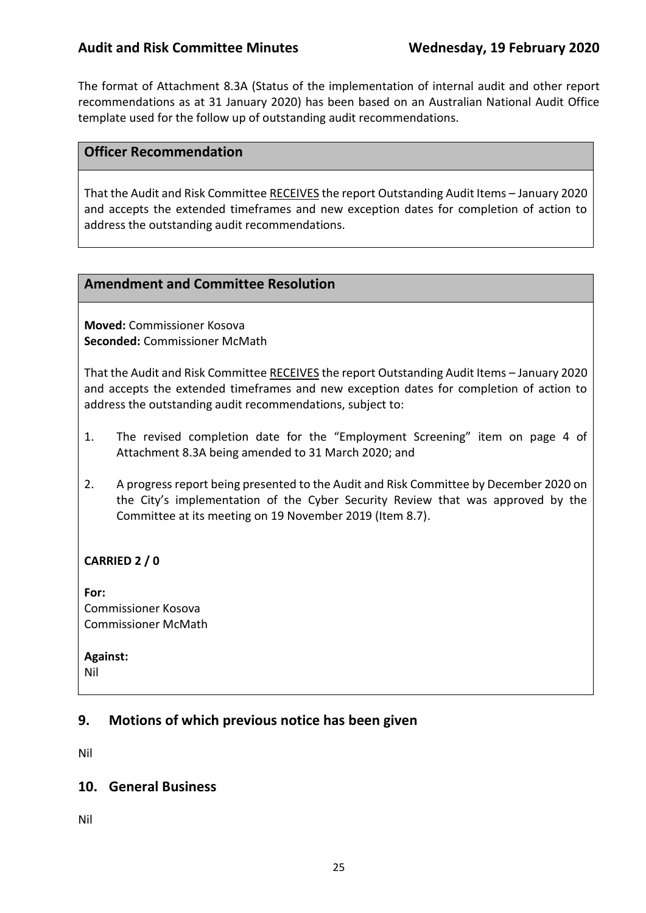The format of Attachment 8.3A (Status of the implementation of internal audit and other report recommendations as at 31 January 2020) has been based on an Australian National Audit Office template used for the follow up of outstanding audit recommendations.

### Officer Recommendation

That the Audit and Risk Committee RECEIVES the report Outstanding Audit Items – January 2020 and accepts the extended timeframes and new exception dates for completion of action to address the outstanding audit recommendations.

### Amendment and Committee Resolution

**Moved:** Commissioner Kosova
**Seconded:** Commissioner McMath

That the Audit and Risk Committee RECEIVES the report Outstanding Audit Items – January 2020 and accepts the extended timeframes and new exception dates for completion of action to address the outstanding audit recommendations, subject to:

1. The revised completion date for the "Employment Screening" item on page 4 of Attachment 8.3A being amended to 31 March 2020; and
2. A progress report being presented to the Audit and Risk Committee by December 2020 on the City's implementation of the Cyber Security Review that was approved by the Committee at its meeting on 19 November 2019 (Item 8.7).

**CARRIED 2 / 0**

**For:**
Commissioner Kosova
Commissioner McMath

**Against:**
Nil

## 9. Motions of which previous notice has been given

Nil

## 10. General Business

Nil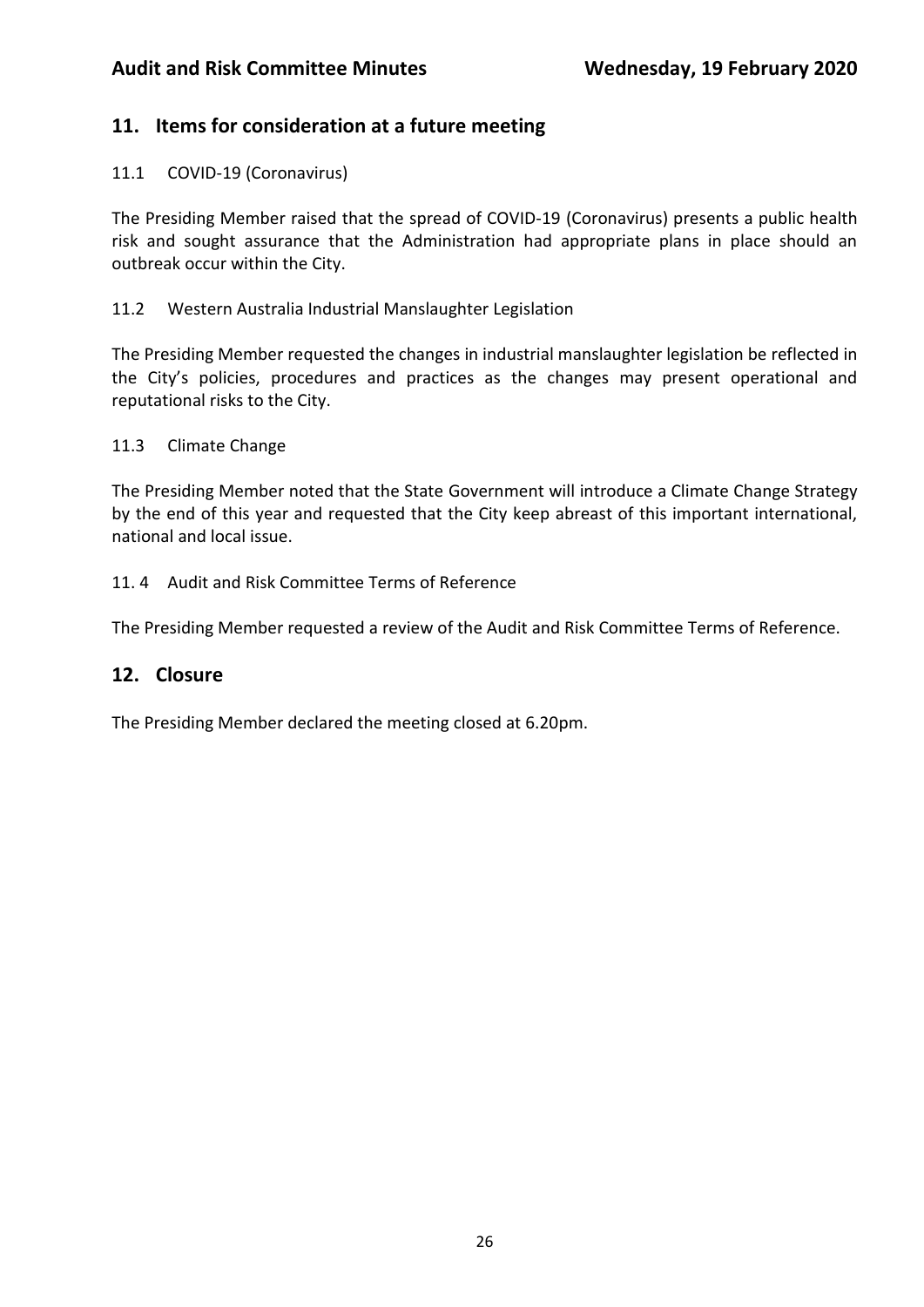## 11. Items for consideration at a future meeting

### 11.1 COVID-19 (Coronavirus)

The Presiding Member raised that the spread of COVID-19 (Coronavirus) presents a public health risk and sought assurance that the Administration had appropriate plans in place should an outbreak occur within the City.

### 11.2 Western Australia Industrial Manslaughter Legislation

The Presiding Member requested the changes in industrial manslaughter legislation be reflected in the City's policies, procedures and practices as the changes may present operational and reputational risks to the City.

### 11.3 Climate Change

The Presiding Member noted that the State Government will introduce a Climate Change Strategy by the end of this year and requested that the City keep abreast of this important international, national and local issue.

### 11. 4 Audit and Risk Committee Terms of Reference

The Presiding Member requested a review of the Audit and Risk Committee Terms of Reference.

## 12. Closure

The Presiding Member declared the meeting closed at 6.20pm.